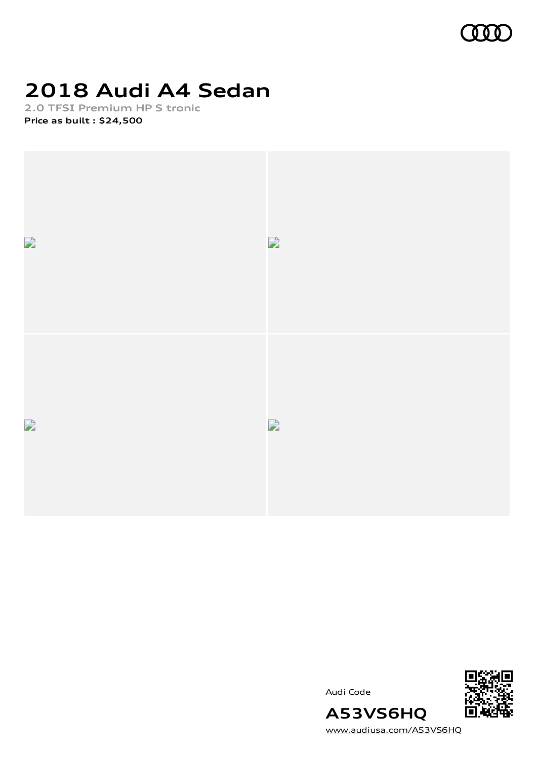# 2018 Audi A4 Sedan

**2.0 TFSI Premium HP S tronic**

**Price as built : $24,500**

Audi Code

**A53VS6HQ**

www.audiusa.com/A53VS6HQ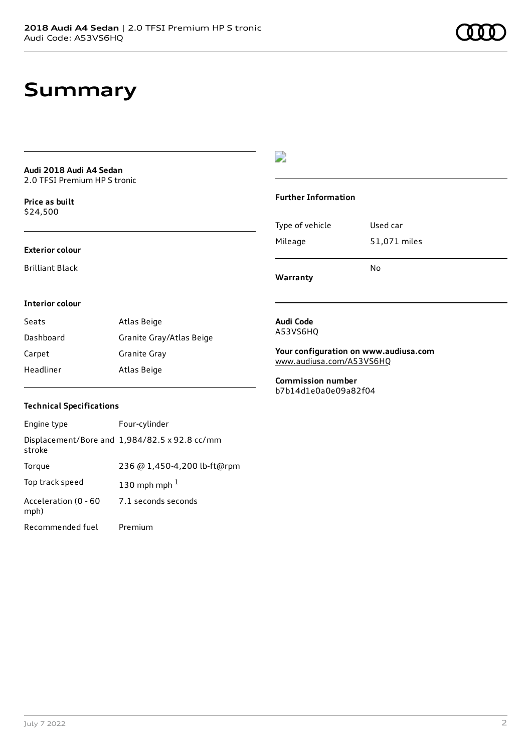# Summary

**Audi 2018 Audi A4 Sedan**
2.0 TFSI Premium HP S tronic

**Price as built**
$24,500

**Exterior colour**

Brilliant Black

**Interior colour**

| Seats | Atlas Beige |
| --- | --- |
| Dashboard | Granite Gray/Atlas Beige |
| Carpet | Granite Gray |
| Headliner | Atlas Beige |

**Technical Specifications**

| Engine type | Four-cylinder |
| --- | --- |
| Displacement/Bore and stroke | 1,984/82.5 x 92.8 cc/mm |
| Torque | 236 @ 1,450-4,200 lb-ft@rpm |
| Top track speed | 130 mph mph [1] |
| Acceleration (0 - 60 mph) | 7.1 seconds seconds |
| Recommended fuel | Premium |

**Further Information**

| Type of vehicle | Used car |
| --- | --- |
| Mileage | 51,071 miles |
| **Warranty** | No |

**Audi Code**
A53VS6HQ

**Your configuration on www.audiusa.com**
www.audiusa.com/A53VS6HQ

**Commission number**
b7b14d1e0a0e09a82f04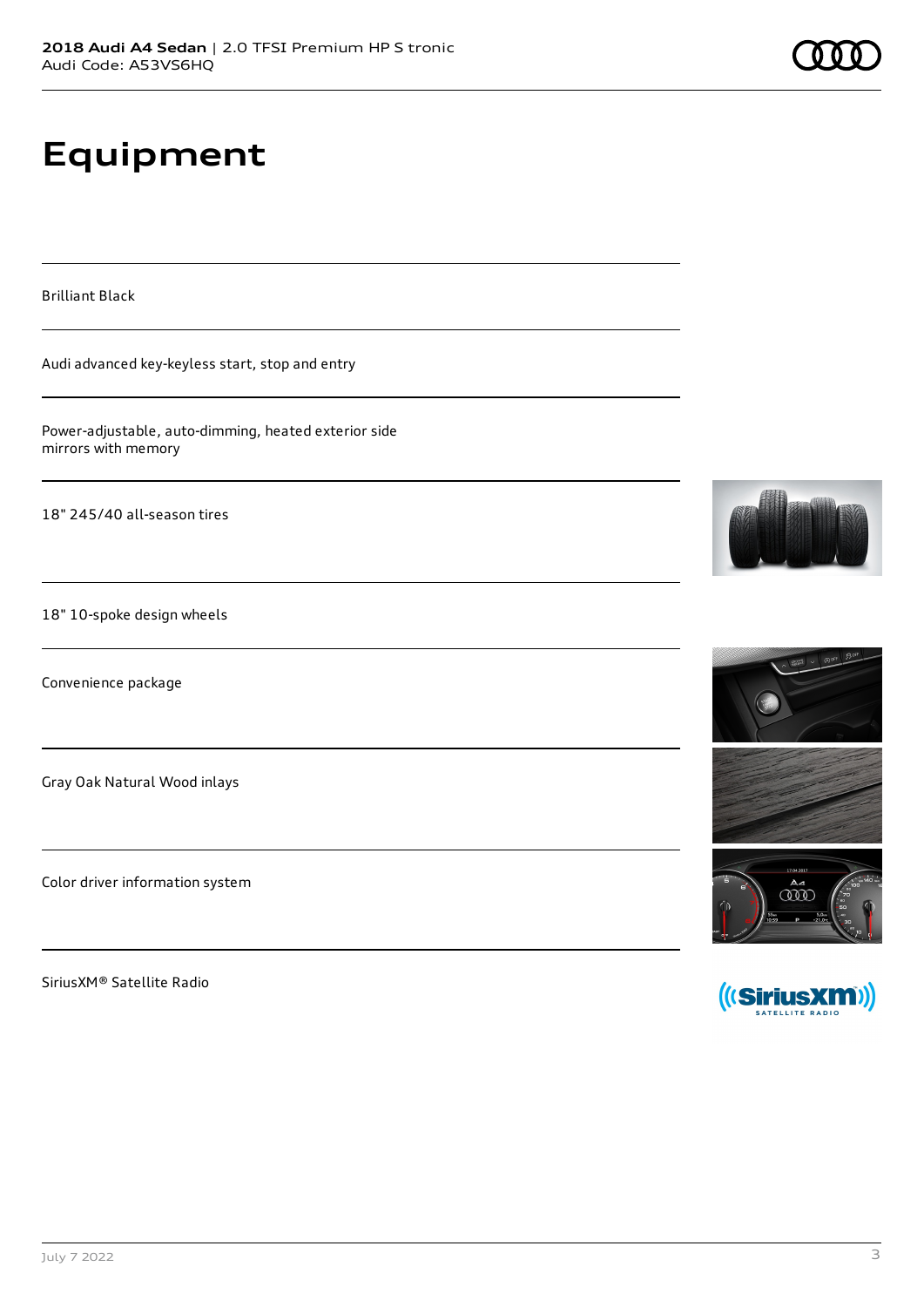# Equipment

Brilliant Black

Audi advanced key-keyless start, stop and entry

Power-adjustable, auto-dimming, heated exterior side mirrors with memory

18" 245/40 all-season tires

18" 10-spoke design wheels

Convenience package

Gray Oak Natural Wood inlays

Color driver information system

SiriusXM® Satellite Radio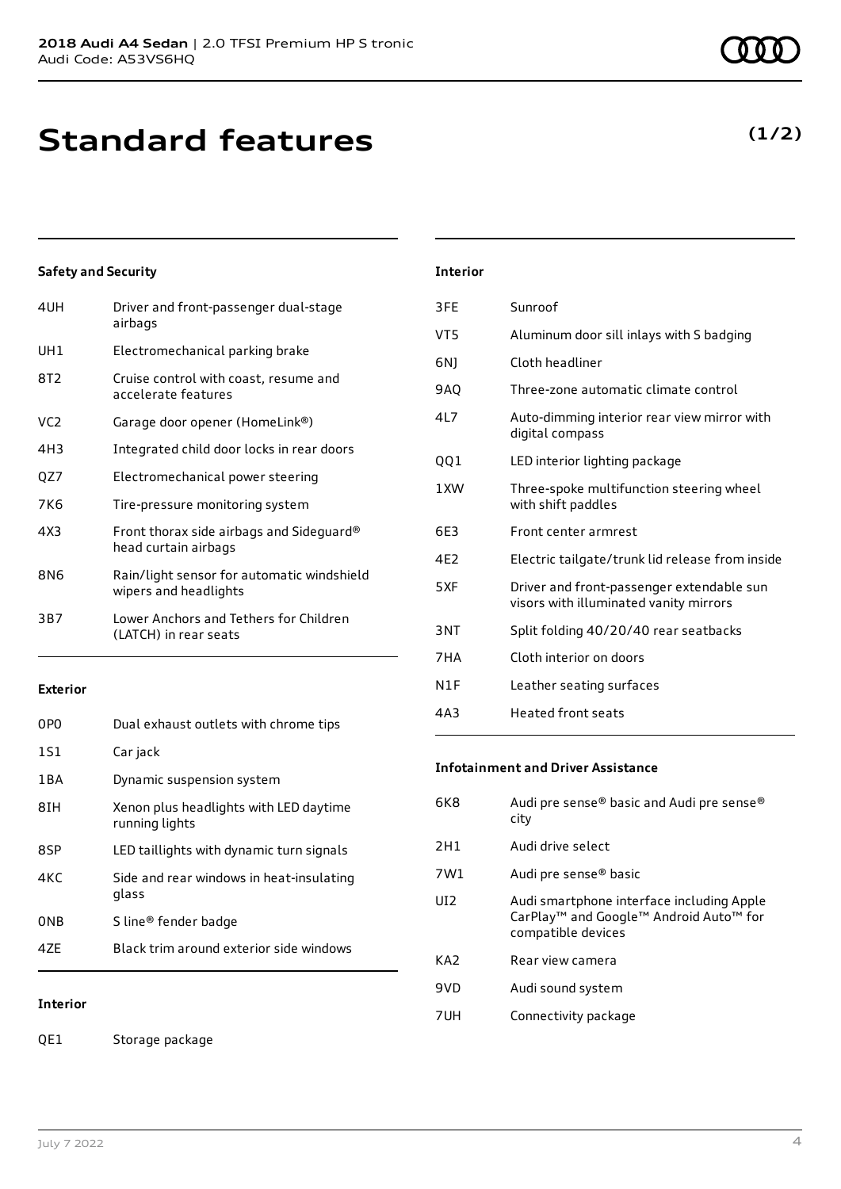# Standard features

**(1/2)**

### Safety and Security

| | |
|---|---|
| 4UH | Driver and front-passenger dual-stage airbags |
| UH1 | Electromechanical parking brake |
| 8T2 | Cruise control with coast, resume and accelerate features |
| VC2 | Garage door opener (HomeLink®) |
| 4H3 | Integrated child door locks in rear doors |
| QZ7 | Electromechanical power steering |
| 7K6 | Tire-pressure monitoring system |
| 4X3 | Front thorax side airbags and Sideguard® head curtain airbags |
| 8N6 | Rain/light sensor for automatic windshield wipers and headlights |
| 3B7 | Lower Anchors and Tethers for Children (LATCH) in rear seats |

### Exterior

| | |
|---|---|
| 0P0 | Dual exhaust outlets with chrome tips |
| 1S1 | Car jack |
| 1BA | Dynamic suspension system |
| 8IH | Xenon plus headlights with LED daytime running lights |
| 8SP | LED taillights with dynamic turn signals |
| 4KC | Side and rear windows in heat-insulating glass |
| 0NB | S line® fender badge |
| 4ZE | Black trim around exterior side windows |

### Interior

| | |
|---|---|
| QE1 | Storage package |
| 3FE | Sunroof |
| VT5 | Aluminum door sill inlays with S badging |
| 6NJ | Cloth headliner |
| 9AQ | Three-zone automatic climate control |
| 4L7 | Auto-dimming interior rear view mirror with digital compass |
| QQ1 | LED interior lighting package |
| 1XW | Three-spoke multifunction steering wheel with shift paddles |
| 6E3 | Front center armrest |
| 4E2 | Electric tailgate/trunk lid release from inside |
| 5XF | Driver and front-passenger extendable sun visors with illuminated vanity mirrors |
| 3NT | Split folding 40/20/40 rear seatbacks |
| 7HA | Cloth interior on doors |
| N1F | Leather seating surfaces |
| 4A3 | Heated front seats |

### Infotainment and Driver Assistance

| | |
|---|---|
| 6K8 | Audi pre sense® basic and Audi pre sense® city |
| 2H1 | Audi drive select |
| 7W1 | Audi pre sense® basic |
| UI2 | Audi smartphone interface including Apple CarPlay™ and Google™ Android Auto™ for compatible devices |
| KA2 | Rear view camera |
| 9VD | Audi sound system |
| 7UH | Connectivity package |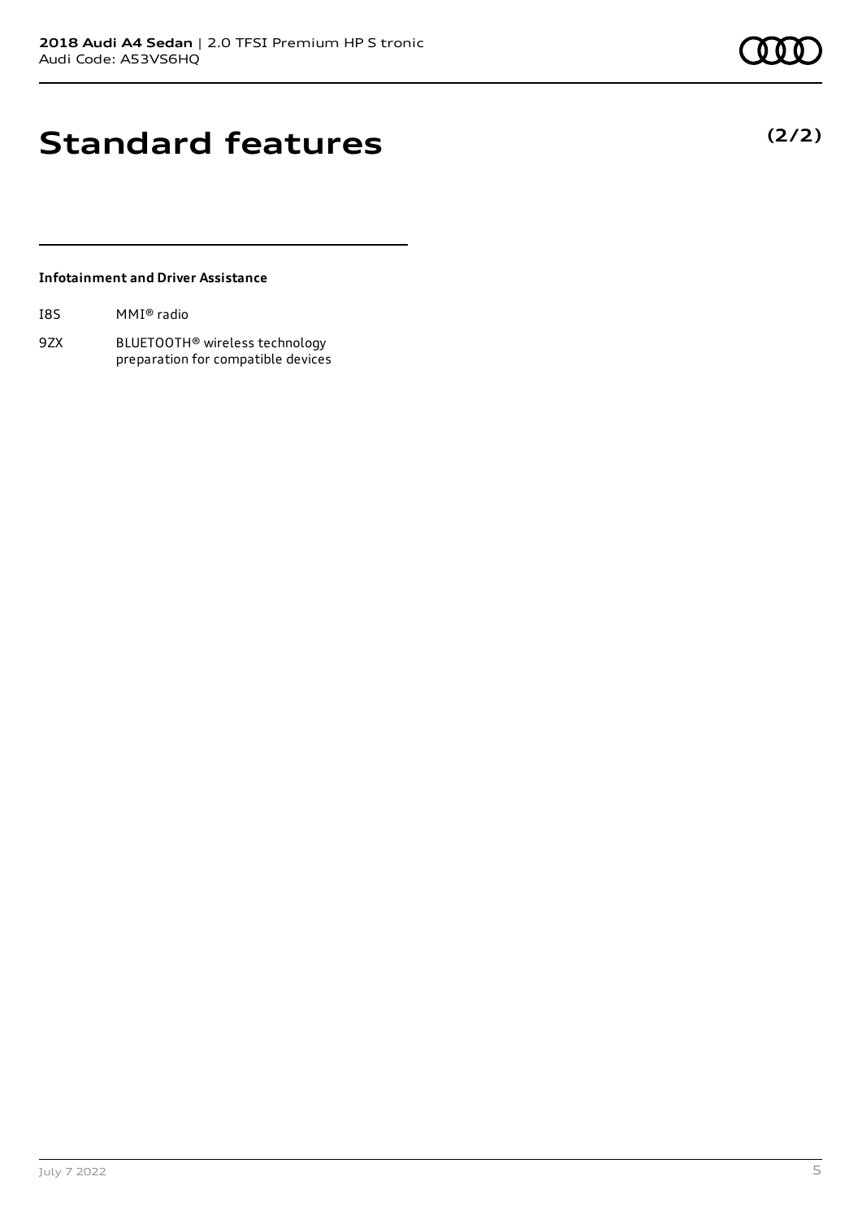# Standard features

**(2/2)**

### Infotainment and Driver Assistance

| | |
|---|---|
| I8S | MMI® radio |
| 9ZX | BLUETOOTH® wireless technology preparation for compatible devices |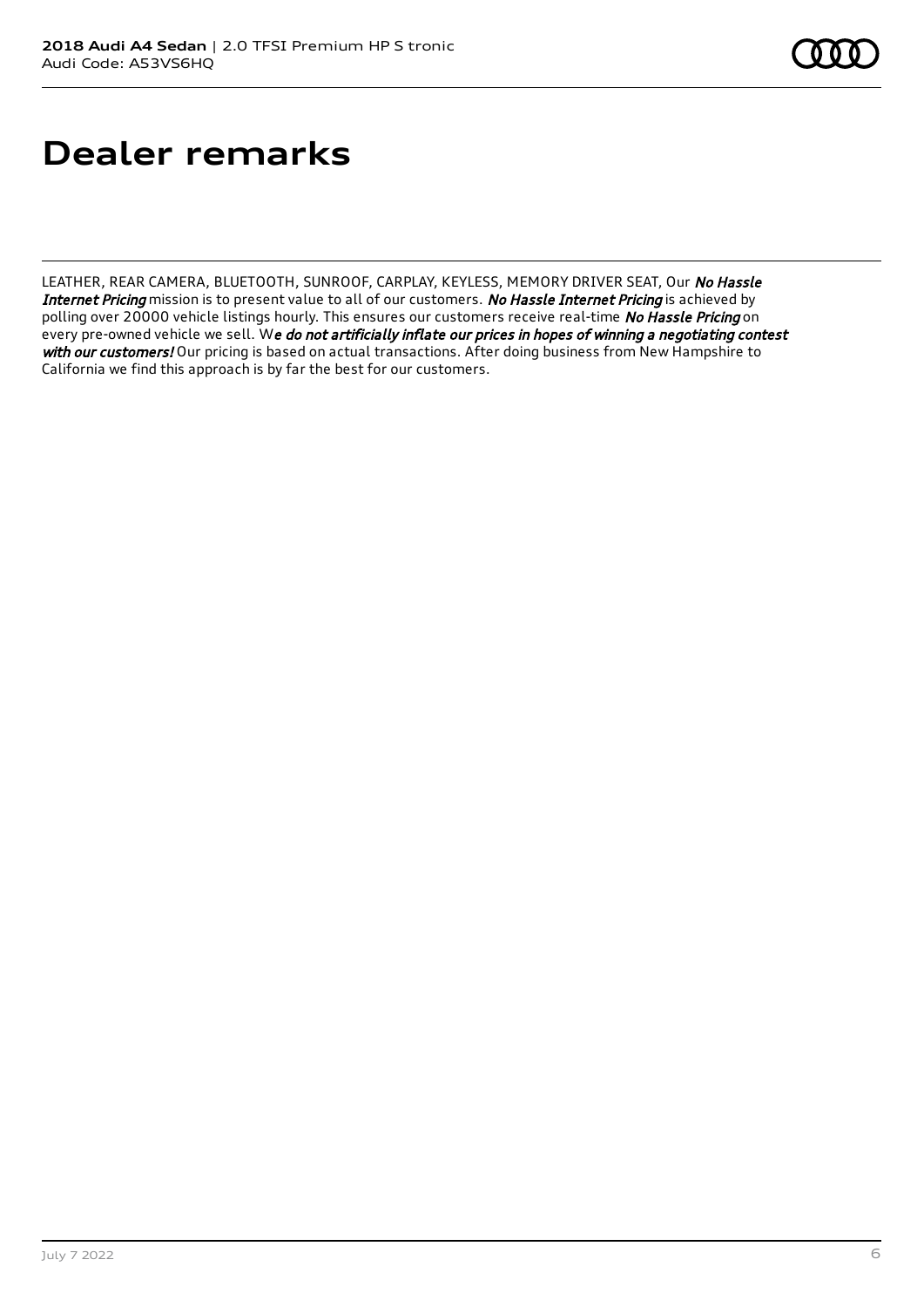# Dealer remarks

LEATHER, REAR CAMERA, BLUETOOTH, SUNROOF, CARPLAY, KEYLESS, MEMORY DRIVER SEAT, Our ***No Hassle Internet Pricing*** mission is to present value to all of our customers. ***No Hassle Internet Pricing*** is achieved by polling over 20000 vehicle listings hourly. This ensures our customers receive real-time ***No Hassle Pricing*** on every pre-owned vehicle we sell. W***e do not artificially inflate our prices in hopes of winning a negotiating contest with our customers!*** Our pricing is based on actual transactions. After doing business from New Hampshire to California we find this approach is by far the best for our customers.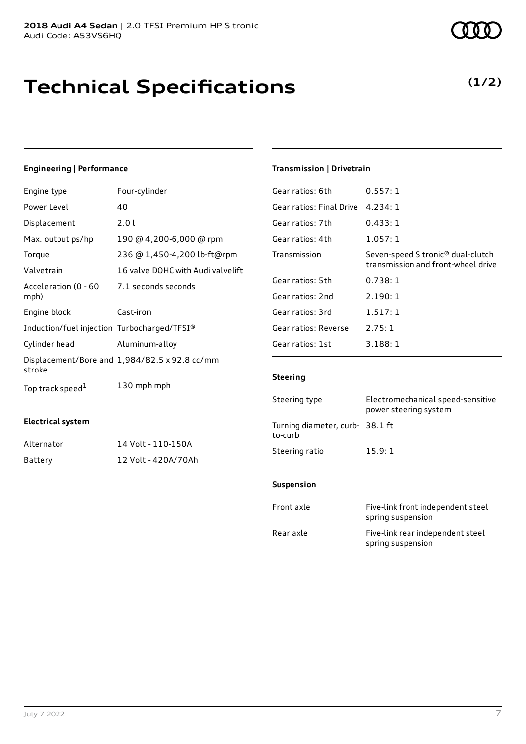**2018 Audi A4 Sedan** | 2.0 TFSI Premium HP S tronic
Audi Code: A53VS6HQ

# Technical Specifications

**(1/2)**

### Engineering | Performance

| | |
|---|---|
| Engine type | Four-cylinder |
| Power Level | 40 |
| Displacement | 2.0 l |
| Max. output ps/hp | 190 @ 4,200-6,000 @ rpm |
| Torque | 236 @ 1,450-4,200 lb-ft@rpm |
| Valvetrain | 16 valve DOHC with Audi valvelift |
| Acceleration (0 - 60 mph) | 7.1 seconds seconds |
| Engine block | Cast-iron |
| Induction/fuel injection | Turbocharged/TFSI® |
| Cylinder head | Aluminum-alloy |
| Displacement/Bore and stroke | 1,984/82.5 x 92.8 cc/mm |
| Top track speed[1] | 130 mph mph |

### Electrical system

| | |
|---|---|
| Alternator | 14 Volt - 110-150A |
| Battery | 12 Volt - 420A/70Ah |

### Transmission | Drivetrain

| | |
|---|---|
| Gear ratios: 6th | 0.557: 1 |
| Gear ratios: Final Drive | 4.234: 1 |
| Gear ratios: 7th | 0.433: 1 |
| Gear ratios: 4th | 1.057: 1 |
| Transmission | Seven-speed S tronic® dual-clutch transmission and front-wheel drive |
| Gear ratios: 5th | 0.738: 1 |
| Gear ratios: 2nd | 2.190: 1 |
| Gear ratios: 3rd | 1.517: 1 |
| Gear ratios: Reverse | 2.75: 1 |
| Gear ratios: 1st | 3.188: 1 |

### Steering

| | |
|---|---|
| Steering type | Electromechanical speed-sensitive power steering system |
| Turning diameter, curb-to-curb | 38.1 ft |
| Steering ratio | 15.9: 1 |

### Suspension

| | |
|---|---|
| Front axle | Five-link front independent steel spring suspension |
| Rear axle | Five-link rear independent steel spring suspension |

July 7 2022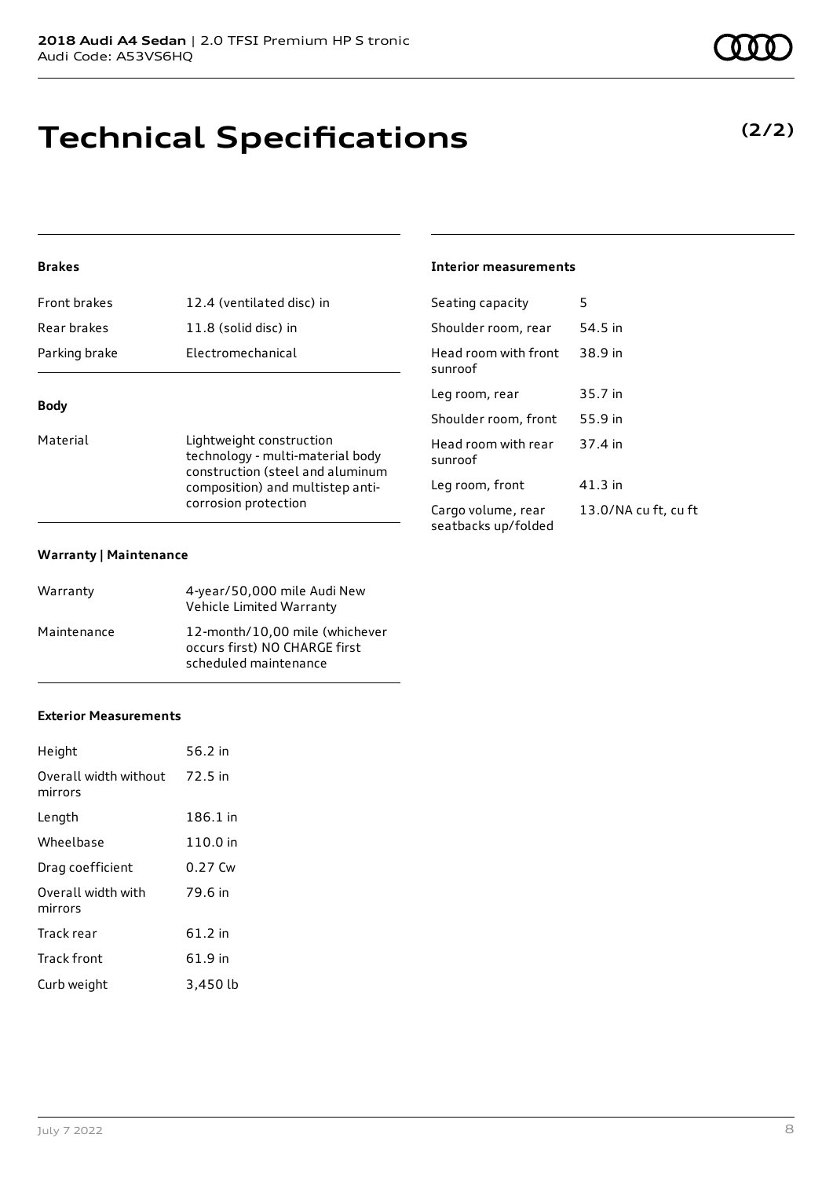# Technical Specifications

**(2/2)**

#### Brakes

| | |
|---|---|
| Front brakes | 12.4 (ventilated disc) in |
| Rear brakes | 11.8 (solid disc) in |
| Parking brake | Electromechanical |

#### Body

| | |
|---|---|
| Material | Lightweight construction technology - multi-material body construction (steel and aluminum composition) and multistep anti-corrosion protection |

#### Warranty | Maintenance

| | |
|---|---|
| Warranty | 4-year/50,000 mile Audi New Vehicle Limited Warranty |
| Maintenance | 12-month/10,00 mile (whichever occurs first) NO CHARGE first scheduled maintenance |

#### Exterior Measurements

| | |
|---|---|
| Height | 56.2 in |
| Overall width without mirrors | 72.5 in |
| Length | 186.1 in |
| Wheelbase | 110.0 in |
| Drag coefficient | 0.27 Cw |
| Overall width with mirrors | 79.6 in |
| Track rear | 61.2 in |
| Track front | 61.9 in |
| Curb weight | 3,450 lb |

#### Interior measurements

| | |
|---|---|
| Seating capacity | 5 |
| Shoulder room, rear | 54.5 in |
| Head room with front sunroof | 38.9 in |
| Leg room, rear | 35.7 in |
| Shoulder room, front | 55.9 in |
| Head room with rear sunroof | 37.4 in |
| Leg room, front | 41.3 in |
| Cargo volume, rear seatbacks up/folded | 13.0/NA cu ft, cu ft |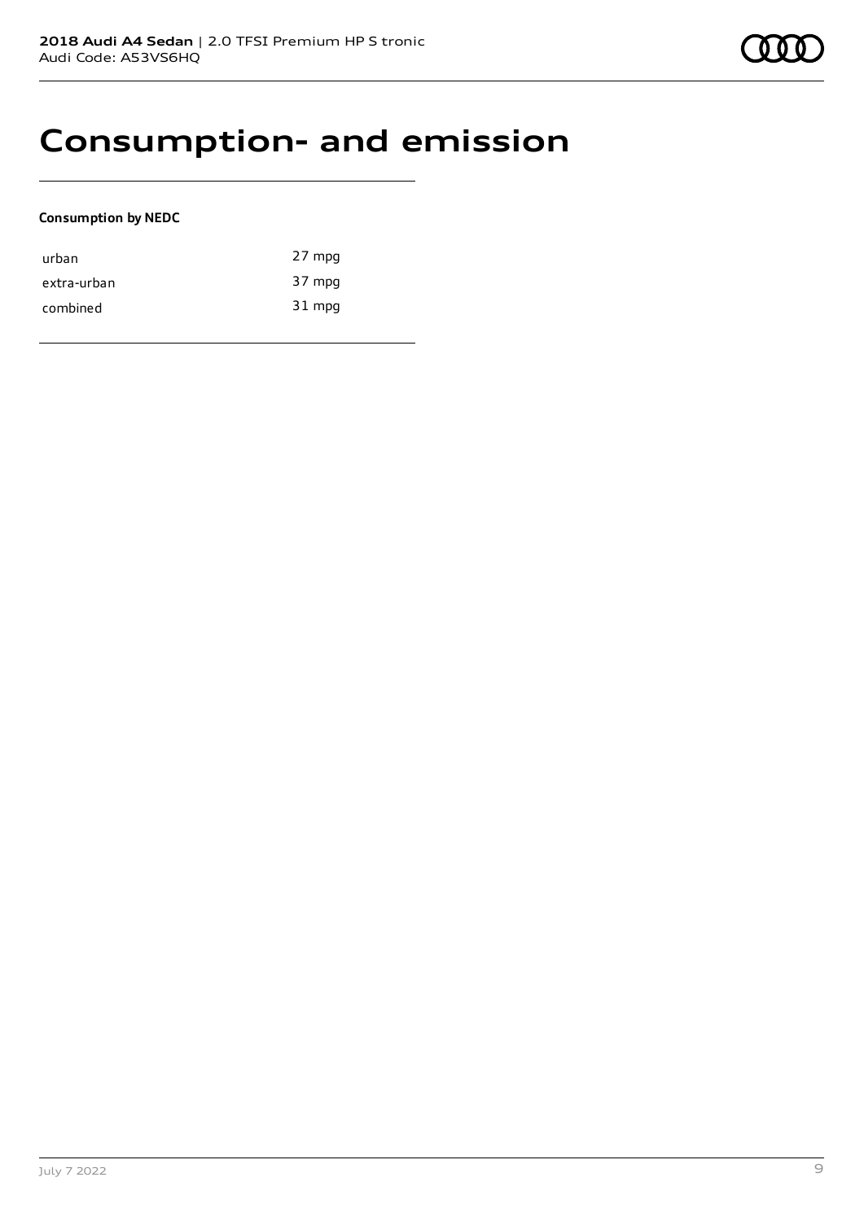# Consumption- and emission

**Consumption by NEDC**

| | |
|---|---|
| urban | 27 mpg |
| extra-urban | 37 mpg |
| combined | 31 mpg |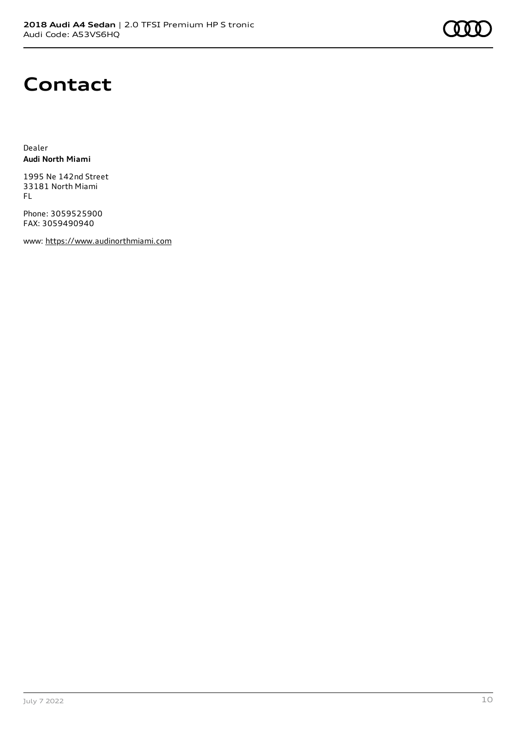# Contact

Dealer
**Audi North Miami**

1995 Ne 142nd Street
33181 North Miami
FL

Phone: 3059525900
FAX: 3059490940

www: https://www.audinorthmiami.com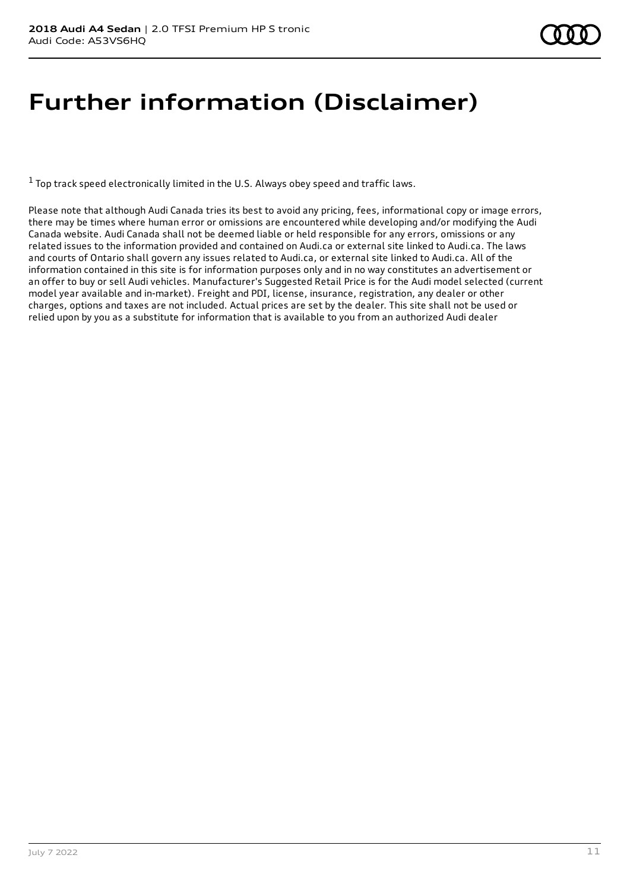# Further information (Disclaimer)

[1] Top track speed electronically limited in the U.S. Always obey speed and traffic laws.

Please note that although Audi Canada tries its best to avoid any pricing, fees, informational copy or image errors, there may be times where human error or omissions are encountered while developing and/or modifying the Audi Canada website. Audi Canada shall not be deemed liable or held responsible for any errors, omissions or any related issues to the information provided and contained on Audi.ca or external site linked to Audi.ca. The laws and courts of Ontario shall govern any issues related to Audi.ca, or external site linked to Audi.ca. All of the information contained in this site is for information purposes only and in no way constitutes an advertisement or an offer to buy or sell Audi vehicles. Manufacturer's Suggested Retail Price is for the Audi model selected (current model year available and in-market). Freight and PDI, license, insurance, registration, any dealer or other charges, options and taxes are not included. Actual prices are set by the dealer. This site shall not be used or relied upon by you as a substitute for information that is available to you from an authorized Audi dealer